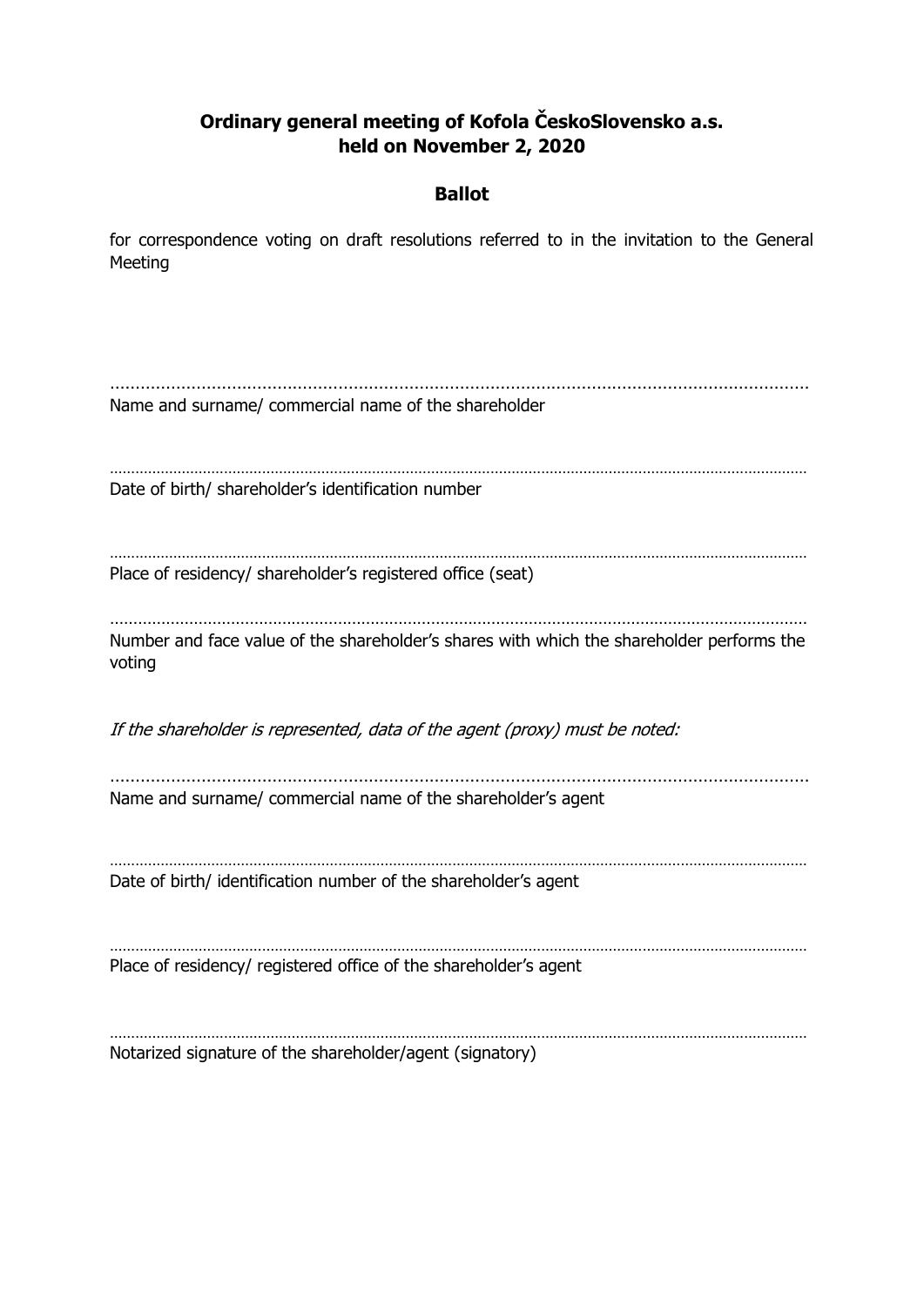## Ordinary general meeting of Kofola ČeskoSlovensko a.s. held on November 2, 2020

### Ballot

for correspondence voting on draft resolutions referred to in the invitation to the General Meeting

.........................................................................................................................................

Name and surname/ commercial name of the shareholder

………………………………………………………………………………………………………………………………………………

Date of birth/ shareholder's identification number

………………………………………………………………………………………………………………………………………………

Place of residency/ shareholder's registered office (seat)

………………………………………………………………………………………………………………………………………

Number and face value of the shareholder's shares with which the shareholder performs the voting

*If the shareholder is represented, data of the agent (proxy) must be noted:*

.........................................................................................................................................

Name and surname/ commercial name of the shareholder's agent

………………………………………………………………………………………………………………………………………………

Date of birth/ identification number of the shareholder's agent

………………………………………………………………………………………………………………………………………………

Place of residency/ registered office of the shareholder's agent

………………………………………………………………………………………………………………………………………………

Notarized signature of the shareholder/agent (signatory)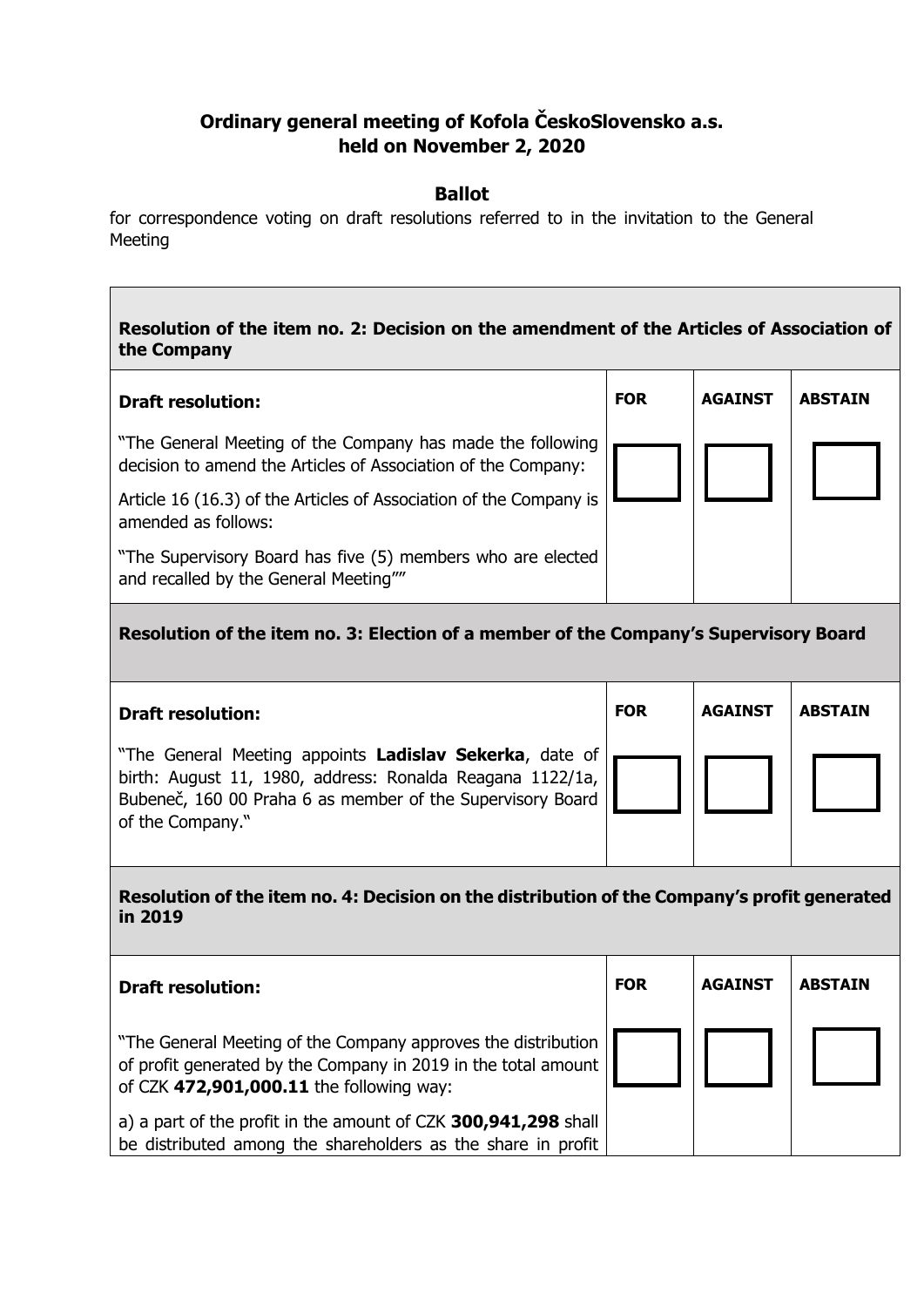**Ordinary general meeting of Kofola ČeskoSlovensko a.s.**
**held on November 2, 2020**

**Ballot**

for correspondence voting on draft resolutions referred to in the invitation to the General Meeting

| **Resolution of the item no. 2: Decision on the amendment of the Articles of Association of the Company** | | | |
|---|---|---|---|
| **Draft resolution:** | **FOR** | **AGAINST** | **ABSTAIN** |
| "The General Meeting of the Company has made the following decision to amend the Articles of Association of the Company:<br><br>Article 16 (16.3) of the Articles of Association of the Company is amended as follows:<br><br>"The Supervisory Board has five (5) members who are elected and recalled by the General Meeting"" | ☐ | ☐ | ☐ |
| **Resolution of the item no. 3: Election of a member of the Company's Supervisory Board** | | | |
| **Draft resolution:** | **FOR** | **AGAINST** | **ABSTAIN** |
| "The General Meeting appoints **Ladislav Sekerka**, date of birth: August 11, 1980, address: Ronalda Reagana 1122/1a, Bubeneč, 160 00 Praha 6 as member of the Supervisory Board of the Company." | ☐ | ☐ | ☐ |
| **Resolution of the item no. 4: Decision on the distribution of the Company's profit generated in 2019** | | | |
| **Draft resolution:** | **FOR** | **AGAINST** | **ABSTAIN** |
| "The General Meeting of the Company approves the distribution of profit generated by the Company in 2019 in the total amount of CZK **472,901,000.11** the following way:<br><br>a) a part of the profit in the amount of CZK **300,941,298** shall be distributed among the shareholders as the share in profit | ☐ | ☐ | ☐ |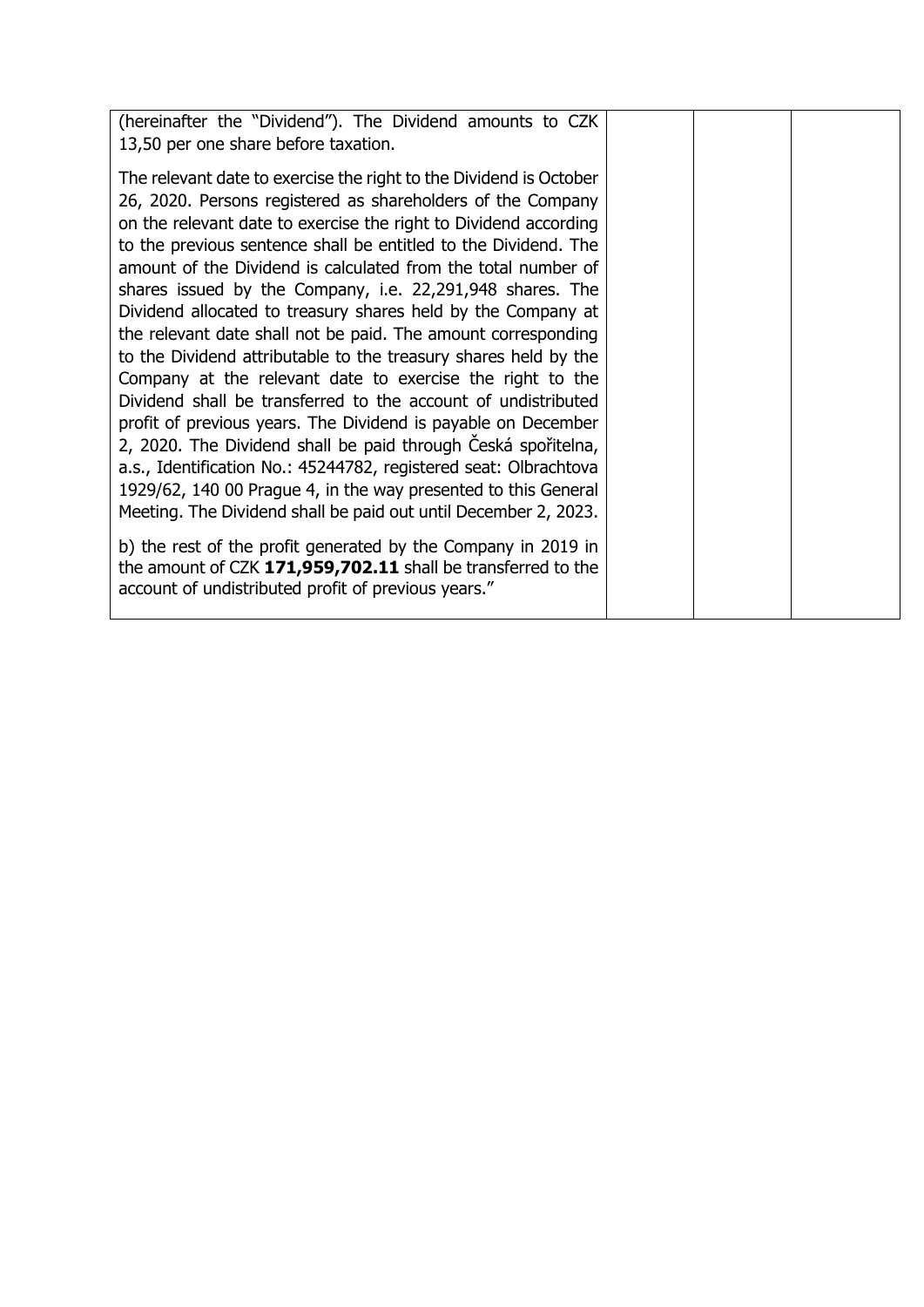| | | | |
|---|---|---|---|
| (hereinafter the "Dividend"). The Dividend amounts to CZK 13,50 per one share before taxation.<br><br>The relevant date to exercise the right to the Dividend is October 26, 2020. Persons registered as shareholders of the Company on the relevant date to exercise the right to Dividend according to the previous sentence shall be entitled to the Dividend. The amount of the Dividend is calculated from the total number of shares issued by the Company, i.e. 22,291,948 shares. The Dividend allocated to treasury shares held by the Company at the relevant date shall not be paid. The amount corresponding to the Dividend attributable to the treasury shares held by the Company at the relevant date to exercise the right to the Dividend shall be transferred to the account of undistributed profit of previous years. The Dividend is payable on December 2, 2020. The Dividend shall be paid through Česká spořitelna, a.s., Identification No.: 45244782, registered seat: Olbrachtova 1929/62, 140 00 Prague 4, in the way presented to this General Meeting. The Dividend shall be paid out until December 2, 2023.<br><br>b) the rest of the profit generated by the Company in 2019 in the amount of CZK **171,959,702.11** shall be transferred to the account of undistributed profit of previous years." | | | |